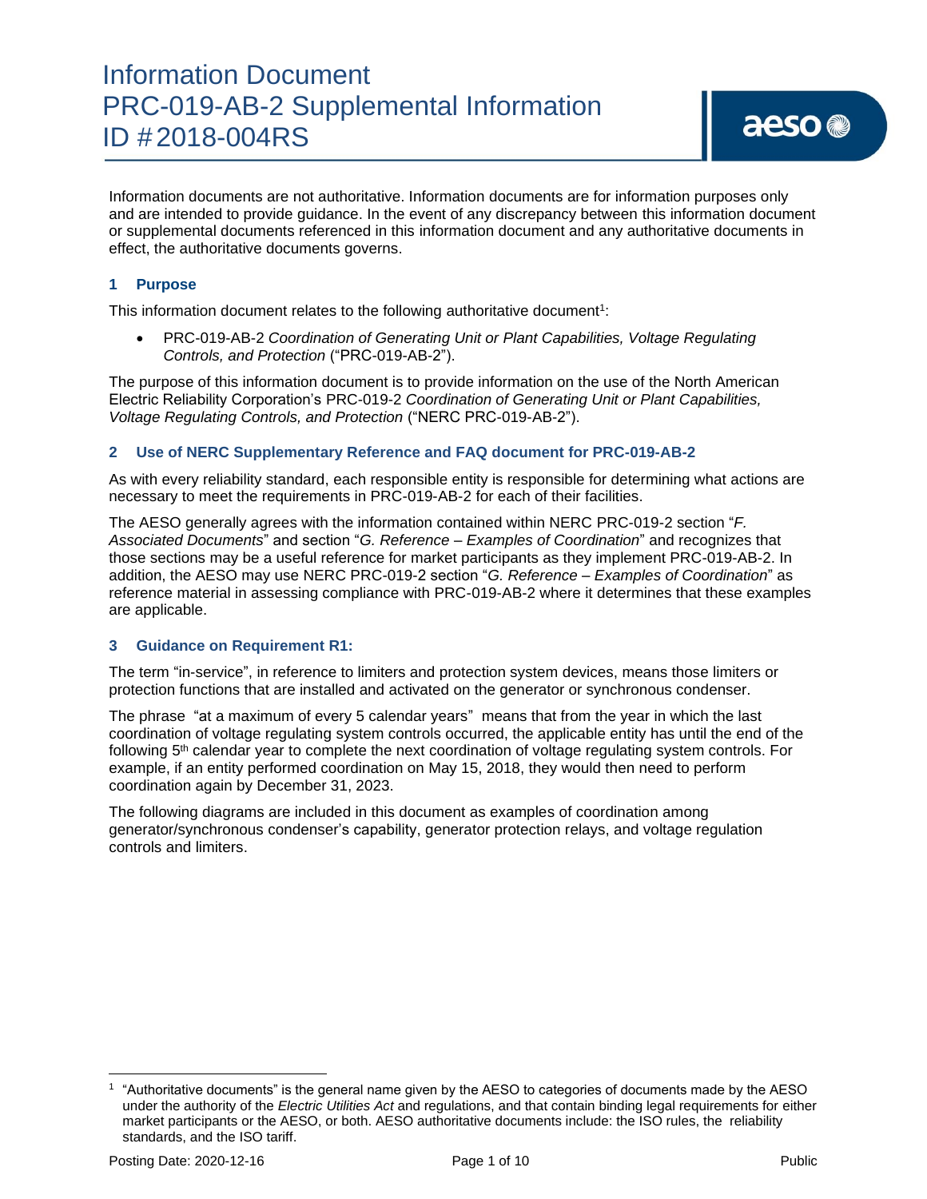# Information Document
# PRC-019-AB-2 Supplemental Information
# ID #2018-004RS

Information documents are not authoritative. Information documents are for information purposes only and are intended to provide guidance. In the event of any discrepancy between this information document or supplemental documents referenced in this information document and any authoritative documents in effect, the authoritative documents governs.

## 1 Purpose

This information document relates to the following authoritative document[1]:

- PRC-019-AB-2 *Coordination of Generating Unit or Plant Capabilities, Voltage Regulating Controls, and Protection* ("PRC-019-AB-2").

The purpose of this information document is to provide information on the use of the North American Electric Reliability Corporation's PRC-019-2 *Coordination of Generating Unit or Plant Capabilities, Voltage Regulating Controls, and Protection* ("NERC PRC-019-AB-2").

## 2 Use of NERC Supplementary Reference and FAQ document for PRC-019-AB-2

As with every reliability standard, each responsible entity is responsible for determining what actions are necessary to meet the requirements in PRC-019-AB-2 for each of their facilities.

The AESO generally agrees with the information contained within NERC PRC-019-2 section "*F. Associated Documents*" and section "*G. Reference – Examples of Coordination*" and recognizes that those sections may be a useful reference for market participants as they implement PRC-019-AB-2. In addition, the AESO may use NERC PRC-019-2 section "*G. Reference – Examples of Coordination*" as reference material in assessing compliance with PRC-019-AB-2 where it determines that these examples are applicable.

## 3 Guidance on Requirement R1:

The term "in-service", in reference to limiters and protection system devices, means those limiters or protection functions that are installed and activated on the generator or synchronous condenser.

The phrase "at a maximum of every 5 calendar years" means that from the year in which the last coordination of voltage regulating system controls occurred, the applicable entity has until the end of the following 5th calendar year to complete the next coordination of voltage regulating system controls. For example, if an entity performed coordination on May 15, 2018, they would then need to perform coordination again by December 31, 2023.

The following diagrams are included in this document as examples of coordination among generator/synchronous condenser's capability, generator protection relays, and voltage regulation controls and limiters.

---

[1] "Authoritative documents" is the general name given by the AESO to categories of documents made by the AESO under the authority of the *Electric Utilities Act* and regulations, and that contain binding legal requirements for either market participants or the AESO, or both. AESO authoritative documents include: the ISO rules, the reliability standards, and the ISO tariff.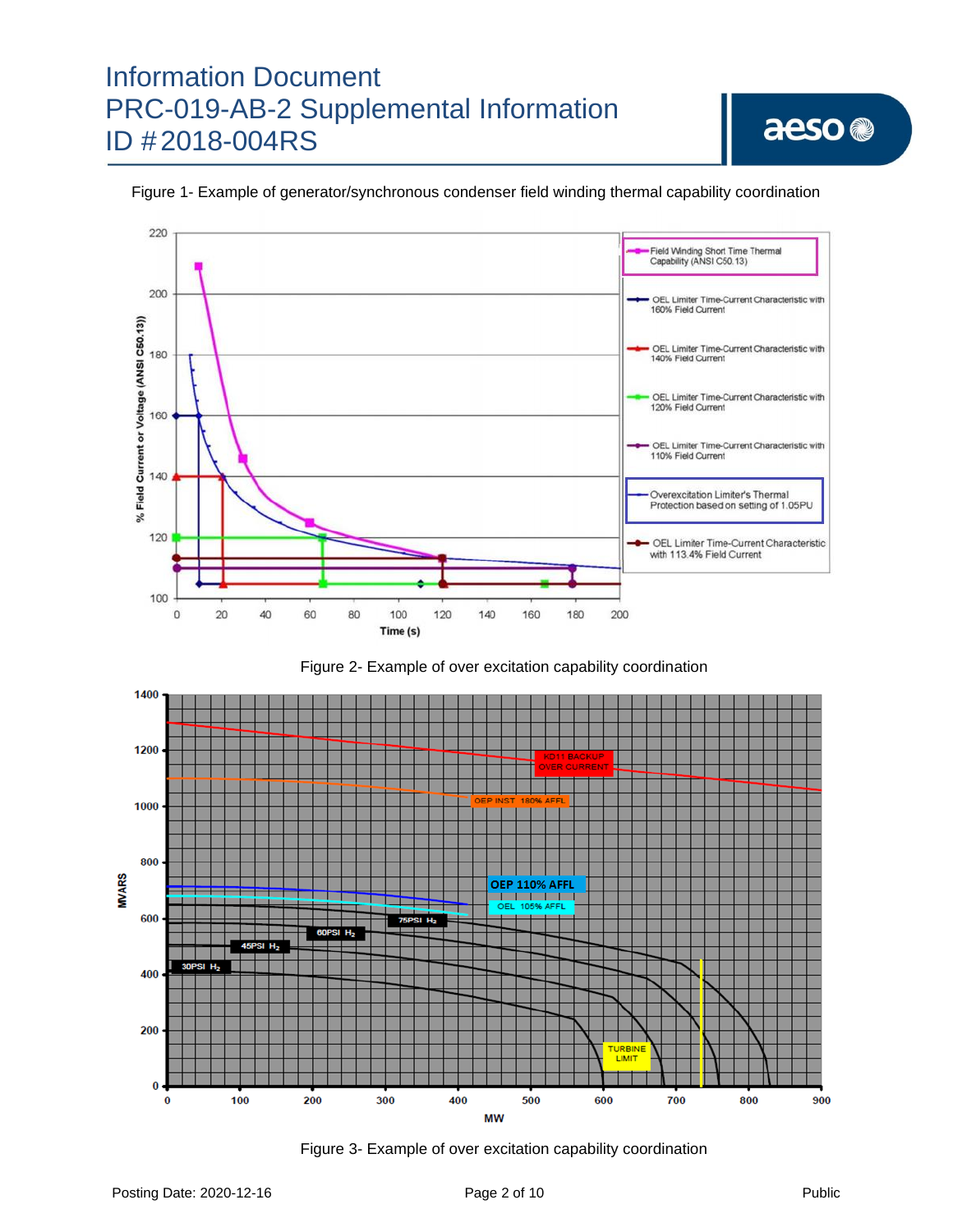Figure 1- Example of generator/synchronous condenser field winding thermal capability coordination

Figure 2- Example of over excitation capability coordination

Figure 3- Example of over excitation capability coordination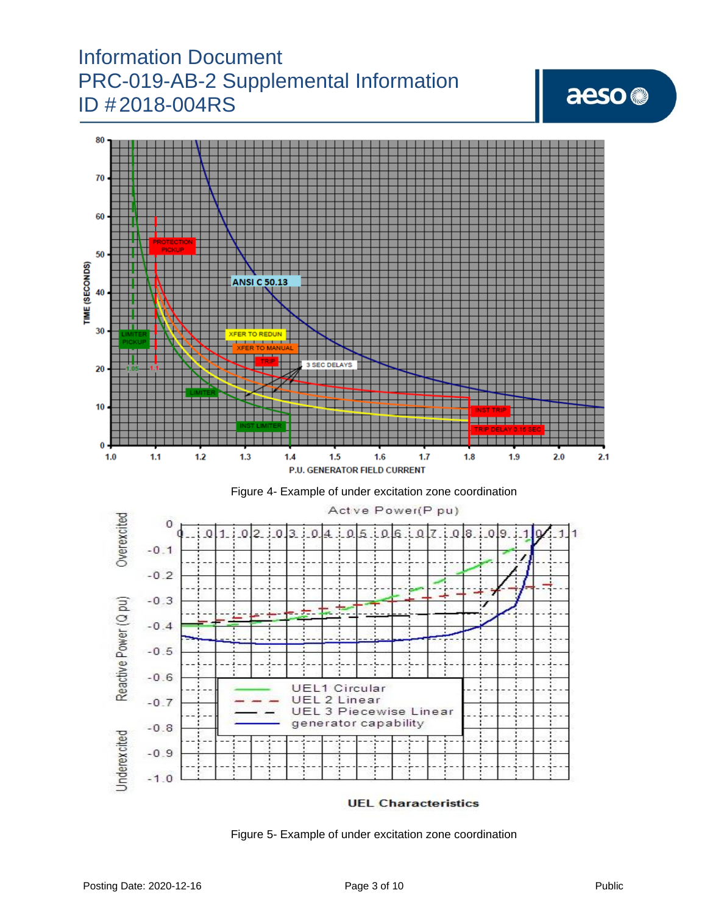Figure 4- Example of under excitation zone coordination

Figure 5- Example of under excitation zone coordination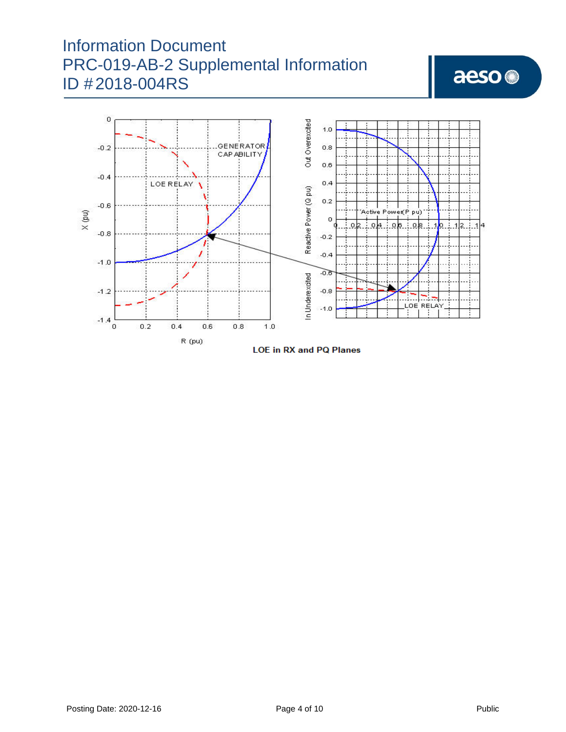LOE in RX and PQ Planes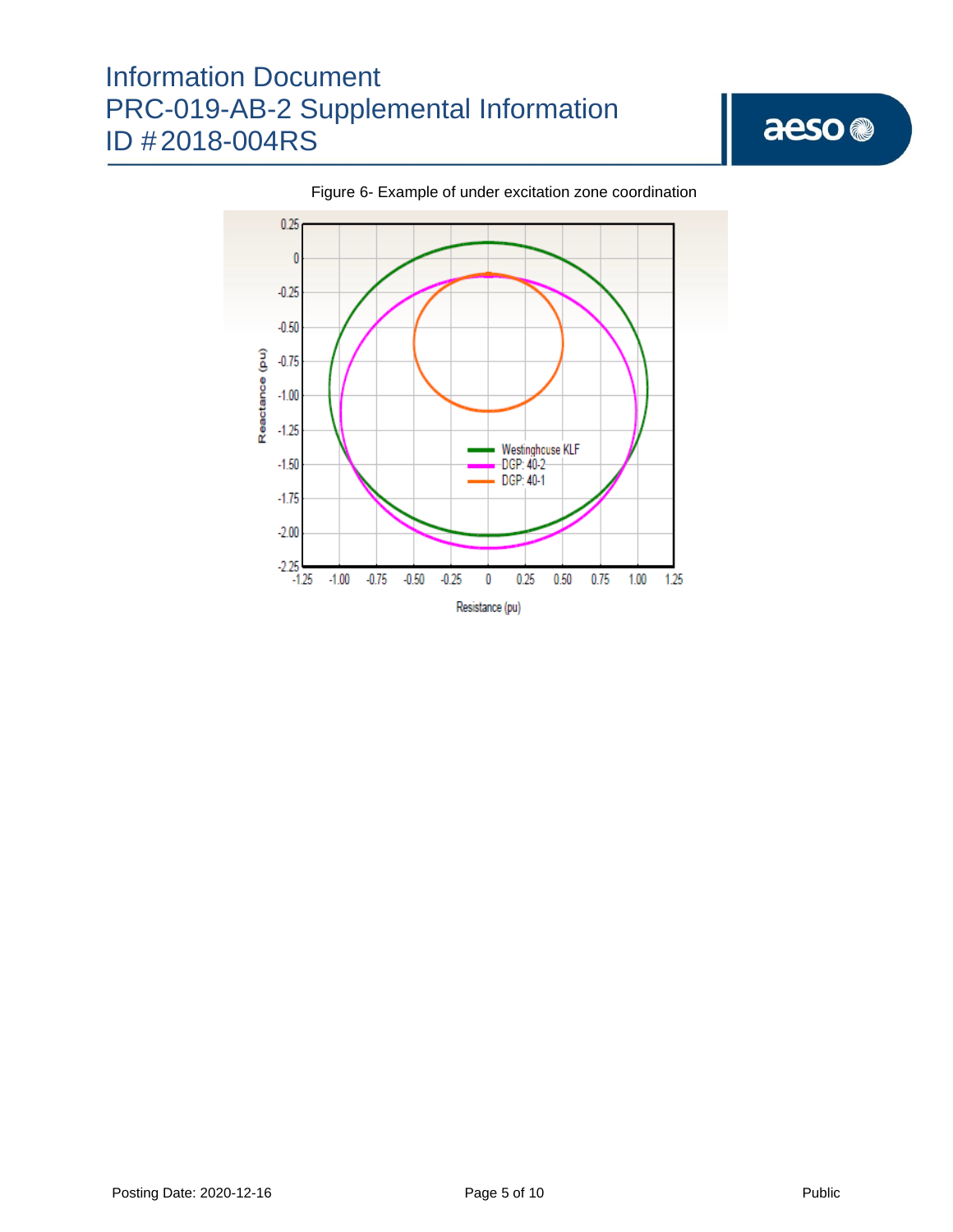Figure 6- Example of under excitation zone coordination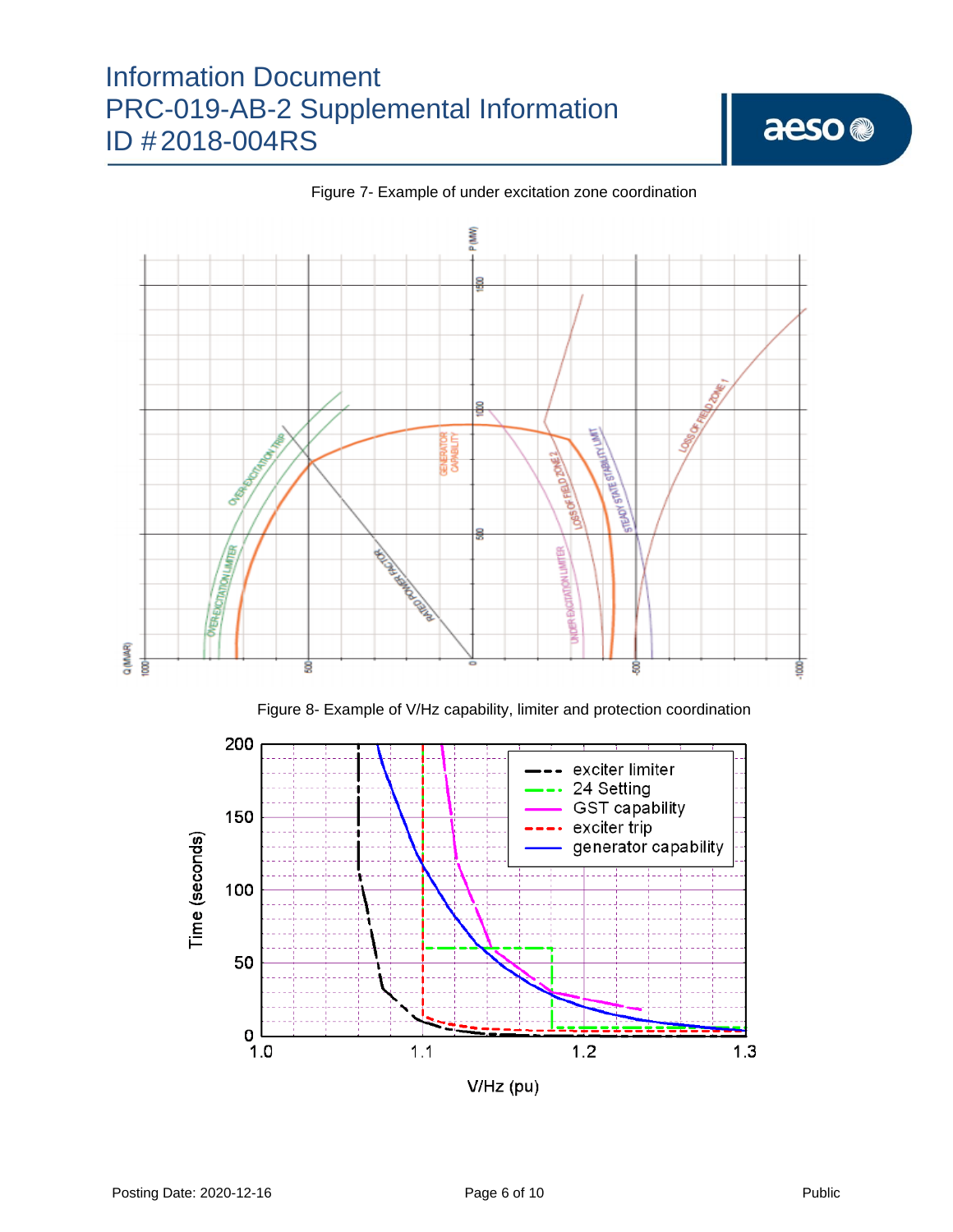Figure 7- Example of under excitation zone coordination

Figure 8- Example of V/Hz capability, limiter and protection coordination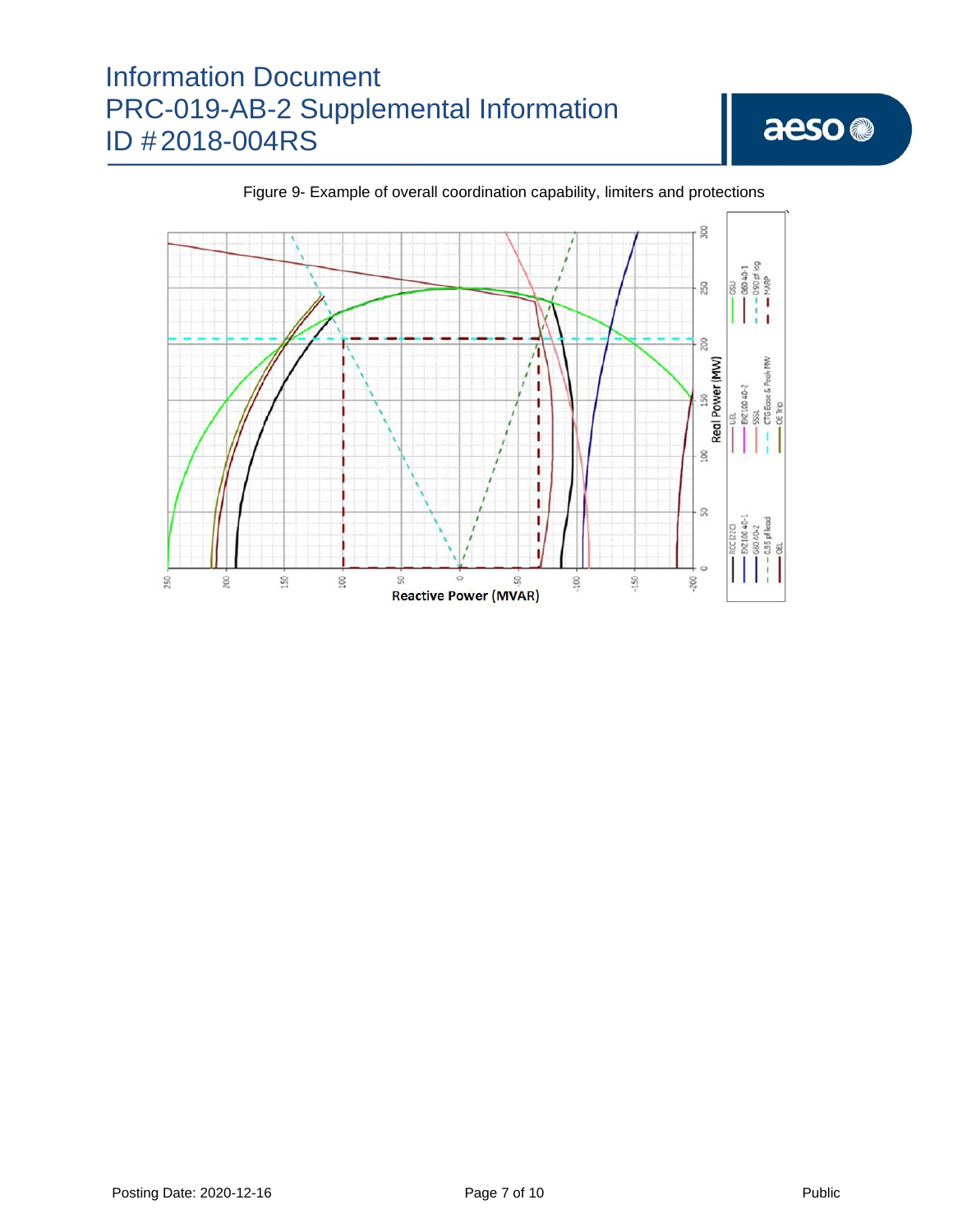Figure 9- Example of overall coordination capability, limiters and protections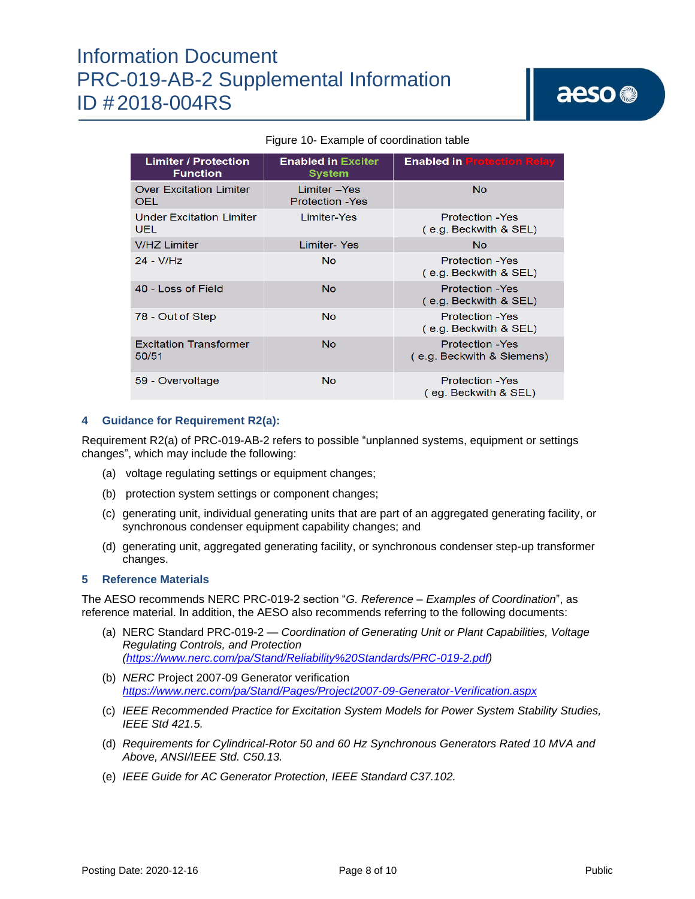Figure 10- Example of coordination table

| Limiter / Protection Function | Enabled in Exciter System | Enabled in Protection Relay |
|---|---|---|
| Over Excitation Limiter OEL | Limiter –Yes Protection -Yes | No |
| Under Excitation Limiter UEL | Limiter-Yes | Protection -Yes ( e.g. Beckwith & SEL) |
| V/HZ Limiter | Limiter- Yes | No |
| 24 - V/Hz | No | Protection -Yes ( e.g. Beckwith & SEL) |
| 40 - Loss of Field | No | Protection -Yes ( e.g. Beckwith & SEL) |
| 78 - Out of Step | No | Protection -Yes ( e.g. Beckwith & SEL) |
| Excitation Transformer 50/51 | No | Protection -Yes ( e.g. Beckwith & Siemens) |
| 59 - Overvoltage | No | Protection -Yes ( eg. Beckwith & SEL) |

## 4 Guidance for Requirement R2(a):

Requirement R2(a) of PRC-019-AB-2 refers to possible "unplanned systems, equipment or settings changes", which may include the following:

(a) voltage regulating settings or equipment changes;

(b) protection system settings or component changes;

(c) generating unit, individual generating units that are part of an aggregated generating facility, or synchronous condenser equipment capability changes; and

(d) generating unit, aggregated generating facility, or synchronous condenser step-up transformer changes.

## 5 Reference Materials

The AESO recommends NERC PRC-019-2 section "*G. Reference – Examples of Coordination*", as reference material. In addition, the AESO also recommends referring to the following documents:

(a) NERC Standard PRC-019-2 — *Coordination of Generating Unit or Plant Capabilities, Voltage Regulating Controls, and Protection* (*https://www.nerc.com/pa/Stand/Reliability%20Standards/PRC-019-2.pdf*)

(b) *NERC* Project 2007-09 Generator verification *https://www.nerc.com/pa/Stand/Pages/Project2007-09-Generator-Verification.aspx*

(c) *IEEE Recommended Practice for Excitation System Models for Power System Stability Studies, IEEE Std 421.5.*

(d) *Requirements for Cylindrical-Rotor 50 and 60 Hz Synchronous Generators Rated 10 MVA and Above, ANSI/IEEE Std. C50.13.*

(e) *IEEE Guide for AC Generator Protection, IEEE Standard C37.102.*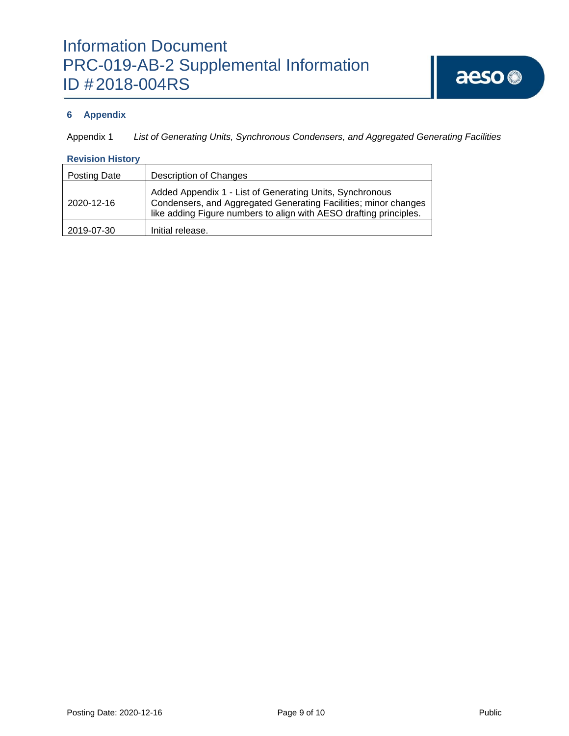## 6 Appendix

Appendix 1 *List of Generating Units, Synchronous Condensers, and Aggregated Generating Facilities*

**Revision History**

| Posting Date | Description of Changes |
|---|---|
| 2020-12-16 | Added Appendix 1 - List of Generating Units, Synchronous Condensers, and Aggregated Generating Facilities; minor changes like adding Figure numbers to align with AESO drafting principles. |
| 2019-07-30 | Initial release. |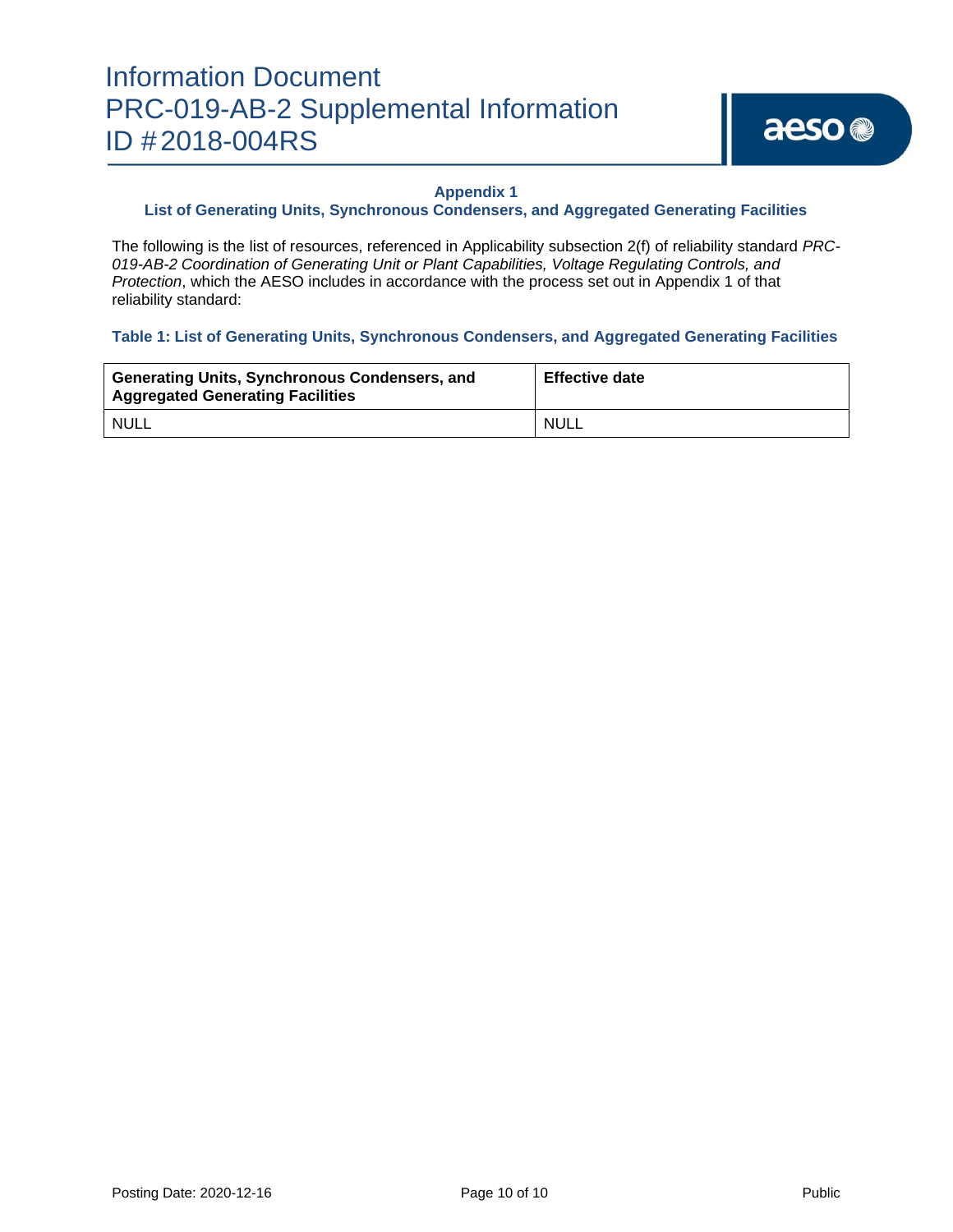## Appendix 1

### List of Generating Units, Synchronous Condensers, and Aggregated Generating Facilities

The following is the list of resources, referenced in Applicability subsection 2(f) of reliability standard *PRC-019-AB-2 Coordination of Generating Unit or Plant Capabilities, Voltage Regulating Controls, and Protection*, which the AESO includes in accordance with the process set out in Appendix 1 of that reliability standard:

**Table 1: List of Generating Units, Synchronous Condensers, and Aggregated Generating Facilities**

| Generating Units, Synchronous Condensers, and Aggregated Generating Facilities | Effective date |
| --- | --- |
| NULL | NULL |